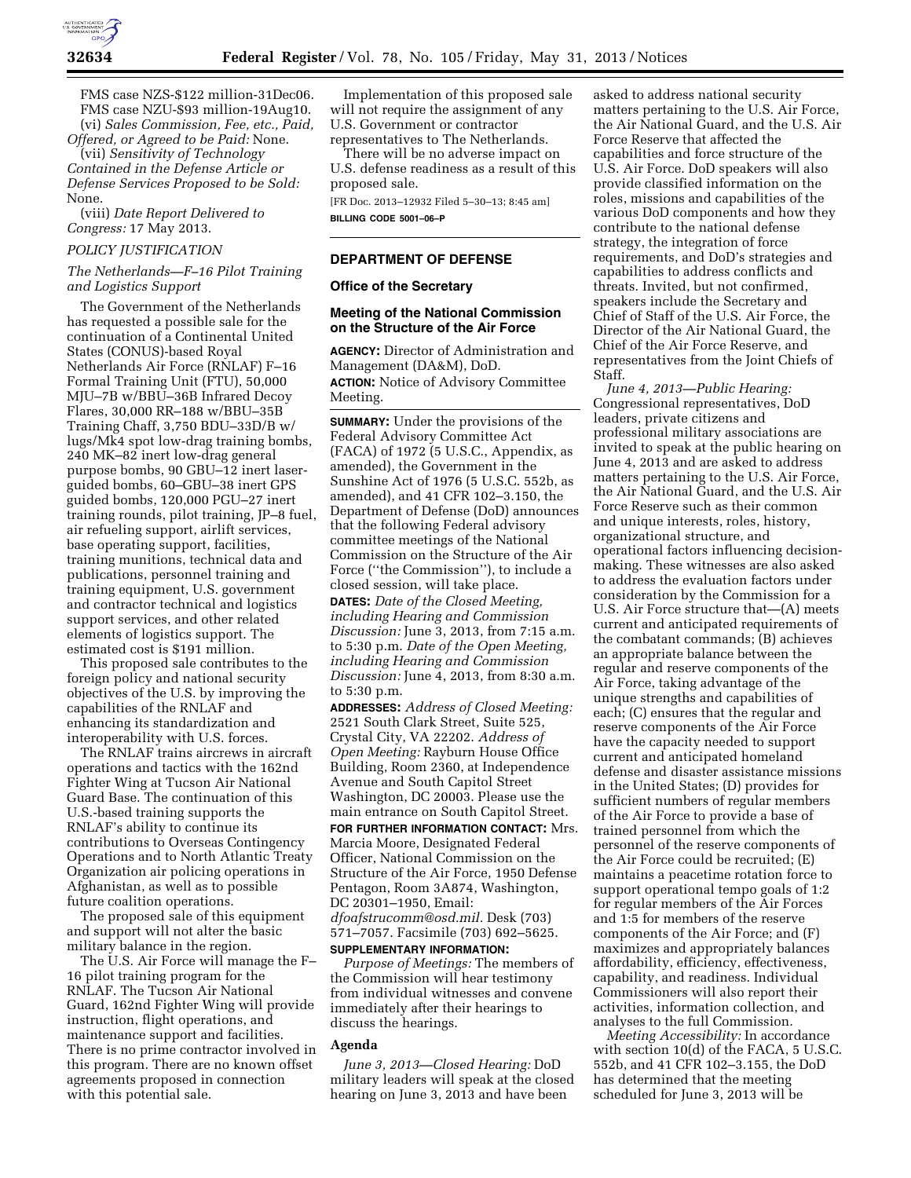FMS case NZS-$122 million-31Dec06.
FMS case NZU-$93 million-19Aug10.

(vi) *Sales Commission, Fee, etc., Paid, Offered, or Agreed to be Paid:* None.

(vii) *Sensitivity of Technology Contained in the Defense Article or Defense Services Proposed to be Sold:* None.

(viii) *Date Report Delivered to Congress:* 17 May 2013.

*POLICY JUSTIFICATION*

*The Netherlands—F–16 Pilot Training and Logistics Support*

The Government of the Netherlands has requested a possible sale for the continuation of a Continental United States (CONUS)-based Royal Netherlands Air Force (RNLAF) F–16 Formal Training Unit (FTU), 50,000 MJU–7B w/BBU–36B Infrared Decoy Flares, 30,000 RR–188 w/BBU–35B Training Chaff, 3,750 BDU–33D/B w/ lugs/Mk4 spot low-drag training bombs, 240 MK–82 inert low-drag general purpose bombs, 90 GBU–12 inert laser-guided bombs, 60–GBU–38 inert GPS guided bombs, 120,000 PGU–27 inert training rounds, pilot training, JP–8 fuel, air refueling support, airlift services, base operating support, facilities, training munitions, technical data and publications, personnel training and training equipment, U.S. government and contractor technical and logistics support services, and other related elements of logistics support. The estimated cost is $191 million.

This proposed sale contributes to the foreign policy and national security objectives of the U.S. by improving the capabilities of the RNLAF and enhancing its standardization and interoperability with U.S. forces.

The RNLAF trains aircrews in aircraft operations and tactics with the 162nd Fighter Wing at Tucson Air National Guard Base. The continuation of this U.S.-based training supports the RNLAF's ability to continue its contributions to Overseas Contingency Operations and to North Atlantic Treaty Organization air policing operations in Afghanistan, as well as to possible future coalition operations.

The proposed sale of this equipment and support will not alter the basic military balance in the region.

The U.S. Air Force will manage the F–16 pilot training program for the RNLAF. The Tucson Air National Guard, 162nd Fighter Wing will provide instruction, flight operations, and maintenance support and facilities. There is no prime contractor involved in this program. There are no known offset agreements proposed in connection with this potential sale.

Implementation of this proposed sale will not require the assignment of any U.S. Government or contractor representatives to The Netherlands.

There will be no adverse impact on U.S. defense readiness as a result of this proposed sale.

[FR Doc. 2013–12932 Filed 5–30–13; 8:45 am]

**BILLING CODE 5001–06–P**

## DEPARTMENT OF DEFENSE

### Office of the Secretary

### Meeting of the National Commission on the Structure of the Air Force

**AGENCY:** Director of Administration and Management (DA&M), DoD.

**ACTION:** Notice of Advisory Committee Meeting.

**SUMMARY:** Under the provisions of the Federal Advisory Committee Act (FACA) of 1972 (5 U.S.C., Appendix, as amended), the Government in the Sunshine Act of 1976 (5 U.S.C. 552b, as amended), and 41 CFR 102–3.150, the Department of Defense (DoD) announces that the following Federal advisory committee meetings of the National Commission on the Structure of the Air Force (''the Commission''), to include a closed session, will take place.

**DATES:** *Date of the Closed Meeting, including Hearing and Commission Discussion:* June 3, 2013, from 7:15 a.m. to 5:30 p.m. *Date of the Open Meeting, including Hearing and Commission Discussion:* June 4, 2013, from 8:30 a.m. to 5:30 p.m.

**ADDRESSES:** *Address of Closed Meeting:* 2521 South Clark Street, Suite 525, Crystal City, VA 22202. *Address of Open Meeting:* Rayburn House Office Building, Room 2360, at Independence Avenue and South Capitol Street Washington, DC 20003. Please use the main entrance on South Capitol Street.

**FOR FURTHER INFORMATION CONTACT:** Mrs. Marcia Moore, Designated Federal Officer, National Commission on the Structure of the Air Force, 1950 Defense Pentagon, Room 3A874, Washington, DC 20301–1950, Email: *dfoafstrucomm@osd.mil.* Desk (703) 571–7057. Facsimile (703) 692–5625.

**SUPPLEMENTARY INFORMATION:**

*Purpose of Meetings:* The members of the Commission will hear testimony from individual witnesses and convene immediately after their hearings to discuss the hearings.

### Agenda

*June 3, 2013—Closed Hearing:* DoD military leaders will speak at the closed hearing on June 3, 2013 and have been asked to address national security matters pertaining to the U.S. Air Force, the Air National Guard, and the U.S. Air Force Reserve that affected the capabilities and force structure of the U.S. Air Force. DoD speakers will also provide classified information on the roles, missions and capabilities of the various DoD components and how they contribute to the national defense strategy, the integration of force requirements, and DoD's strategies and capabilities to address conflicts and threats. Invited, but not confirmed, speakers include the Secretary and Chief of Staff of the U.S. Air Force, the Director of the Air National Guard, the Chief of the Air Force Reserve, and representatives from the Joint Chiefs of Staff.

*June 4, 2013—Public Hearing:* Congressional representatives, DoD leaders, private citizens and professional military associations are invited to speak at the public hearing on June 4, 2013 and are asked to address matters pertaining to the U.S. Air Force, the Air National Guard, and the U.S. Air Force Reserve such as their common and unique interests, roles, history, organizational structure, and operational factors influencing decision-making. These witnesses are also asked to address the evaluation factors under consideration by the Commission for a U.S. Air Force structure that—(A) meets current and anticipated requirements of the combatant commands; (B) achieves an appropriate balance between the regular and reserve components of the Air Force, taking advantage of the unique strengths and capabilities of each; (C) ensures that the regular and reserve components of the Air Force have the capacity needed to support current and anticipated homeland defense and disaster assistance missions in the United States; (D) provides for sufficient numbers of regular members of the Air Force to provide a base of trained personnel from which the personnel of the reserve components of the Air Force could be recruited; (E) maintains a peacetime rotation force to support operational tempo goals of 1:2 for regular members of the Air Forces and 1:5 for members of the reserve components of the Air Force; and (F) maximizes and appropriately balances affordability, efficiency, effectiveness, capability, and readiness. Individual Commissioners will also report their activities, information collection, and analyses to the full Commission.

*Meeting Accessibility:* In accordance with section 10(d) of the FACA, 5 U.S.C. 552b, and 41 CFR 102–3.155, the DoD has determined that the meeting scheduled for June 3, 2013 will be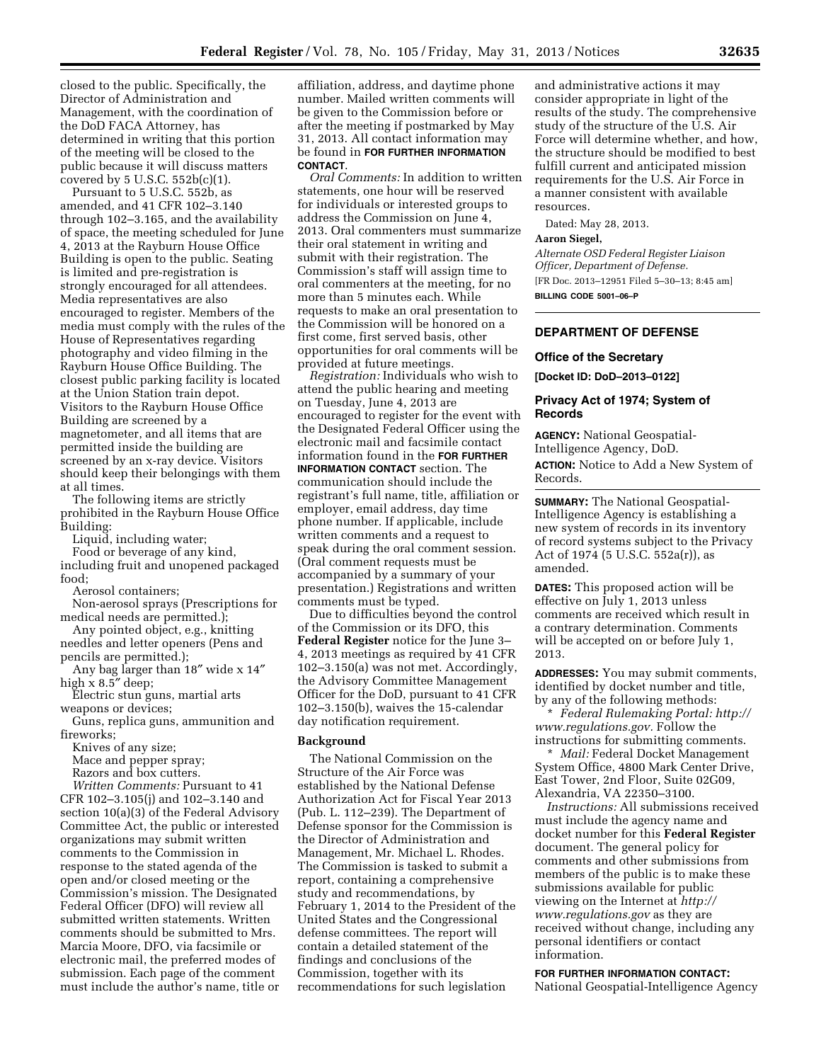closed to the public. Specifically, the Director of Administration and Management, with the coordination of the DoD FACA Attorney, has determined in writing that this portion of the meeting will be closed to the public because it will discuss matters covered by 5 U.S.C. 552b(c)(1).

Pursuant to 5 U.S.C. 552b, as amended, and 41 CFR 102–3.140 through 102–3.165, and the availability of space, the meeting scheduled for June 4, 2013 at the Rayburn House Office Building is open to the public. Seating is limited and pre-registration is strongly encouraged for all attendees. Media representatives are also encouraged to register. Members of the media must comply with the rules of the House of Representatives regarding photography and video filming in the Rayburn House Office Building. The closest public parking facility is located at the Union Station train depot. Visitors to the Rayburn House Office Building are screened by a magnetometer, and all items that are permitted inside the building are screened by an x-ray device. Visitors should keep their belongings with them at all times.

The following items are strictly prohibited in the Rayburn House Office Building:

Liquid, including water;

Food or beverage of any kind, including fruit and unopened packaged food;

Aerosol containers;

Non-aerosol sprays (Prescriptions for medical needs are permitted.);

Any pointed object, e.g., knitting needles and letter openers (Pens and pencils are permitted.);

Any bag larger than 18″ wide x 14″ high x 8.5″ deep;

Electric stun guns, martial arts weapons or devices;

Guns, replica guns, ammunition and fireworks;

Knives of any size;

Mace and pepper spray;

Razors and box cutters.

*Written Comments:* Pursuant to 41 CFR 102–3.105(j) and 102–3.140 and section 10(a)(3) of the Federal Advisory Committee Act, the public or interested organizations may submit written comments to the Commission in response to the stated agenda of the open and/or closed meeting or the Commission's mission. The Designated Federal Officer (DFO) will review all submitted written statements. Written comments should be submitted to Mrs. Marcia Moore, DFO, via facsimile or electronic mail, the preferred modes of submission. Each page of the comment must include the author's name, title or affiliation, address, and daytime phone number. Mailed written comments will be given to the Commission before or after the meeting if postmarked by May 31, 2013. All contact information may be found in **FOR FURTHER INFORMATION CONTACT**.

*Oral Comments:* In addition to written statements, one hour will be reserved for individuals or interested groups to address the Commission on June 4, 2013. Oral commenters must summarize their oral statement in writing and submit with their registration. The Commission's staff will assign time to oral commenters at the meeting, for no more than 5 minutes each. While requests to make an oral presentation to the Commission will be honored on a first come, first served basis, other opportunities for oral comments will be provided at future meetings.

*Registration:* Individuals who wish to attend the public hearing and meeting on Tuesday, June 4, 2013 are encouraged to register for the event with the Designated Federal Officer using the electronic mail and facsimile contact information found in the **FOR FURTHER INFORMATION CONTACT** section. The communication should include the registrant's full name, title, affiliation or employer, email address, day time phone number. If applicable, include written comments and a request to speak during the oral comment session. (Oral comment requests must be accompanied by a summary of your presentation.) Registrations and written comments must be typed.

Due to difficulties beyond the control of the Commission or its DFO, this **Federal Register** notice for the June 3–4, 2013 meetings as required by 41 CFR 102–3.150(a) was not met. Accordingly, the Advisory Committee Management Officer for the DoD, pursuant to 41 CFR 102–3.150(b), waives the 15-calendar day notification requirement.

## Background

The National Commission on the Structure of the Air Force was established by the National Defense Authorization Act for Fiscal Year 2013 (Pub. L. 112–239). The Department of Defense sponsor for the Commission is the Director of Administration and Management, Mr. Michael L. Rhodes. The Commission is tasked to submit a report, containing a comprehensive study and recommendations, by February 1, 2014 to the President of the United States and the Congressional defense committees. The report will contain a detailed statement of the findings and conclusions of the Commission, together with its recommendations for such legislation and administrative actions it may consider appropriate in light of the results of the study. The comprehensive study of the structure of the U.S. Air Force will determine whether, and how, the structure should be modified to best fulfill current and anticipated mission requirements for the U.S. Air Force in a manner consistent with available resources.

Dated: May 28, 2013.

**Aaron Siegel,**

*Alternate OSD Federal Register Liaison Officer, Department of Defense.*

[FR Doc. 2013–12951 Filed 5–30–13; 8:45 am]

**BILLING CODE 5001–06–P**

---

## DEPARTMENT OF DEFENSE

### Office of the Secretary

**[Docket ID: DoD–2013–0122]**

### Privacy Act of 1974; System of Records

**AGENCY:** National Geospatial-Intelligence Agency, DoD.

**ACTION:** Notice to Add a New System of Records.

---

**SUMMARY:** The National Geospatial-Intelligence Agency is establishing a new system of records in its inventory of record systems subject to the Privacy Act of 1974 (5 U.S.C. 552a(r)), as amended.

**DATES:** This proposed action will be effective on July 1, 2013 unless comments are received which result in a contrary determination. Comments will be accepted on or before July 1, 2013.

**ADDRESSES:** You may submit comments, identified by docket number and title, by any of the following methods:

* *Federal Rulemaking Portal: http://www.regulations.gov.* Follow the instructions for submitting comments.

* *Mail:* Federal Docket Management System Office, 4800 Mark Center Drive, East Tower, 2nd Floor, Suite 02G09, Alexandria, VA 22350–3100.

*Instructions:* All submissions received must include the agency name and docket number for this **Federal Register** document. The general policy for comments and other submissions from members of the public is to make these submissions available for public viewing on the Internet at *http://www.regulations.gov* as they are received without change, including any personal identifiers or contact information.

**FOR FURTHER INFORMATION CONTACT:** National Geospatial-Intelligence Agency